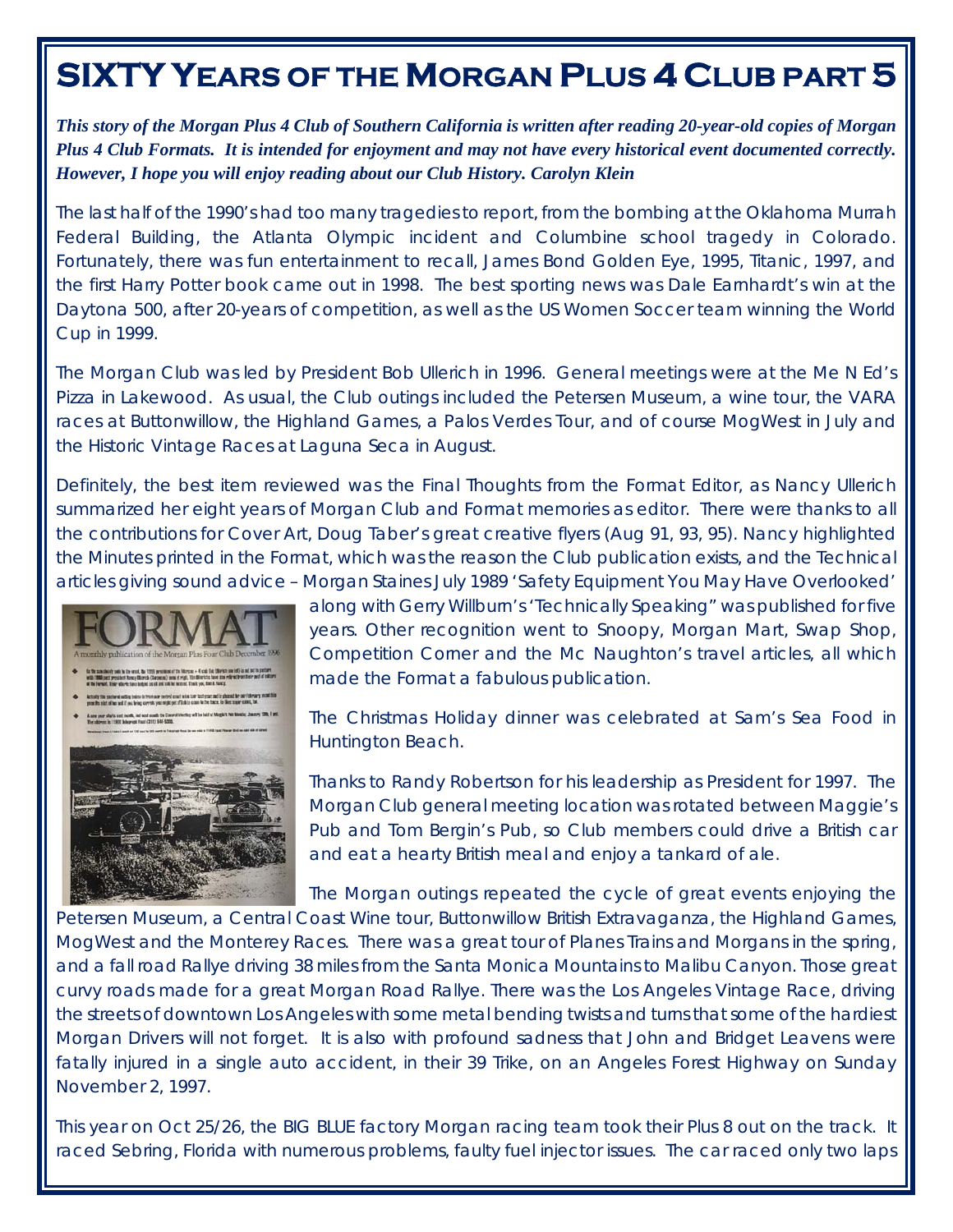# SIXTY Years of the Morgan Plus 4 Club part 5

***This story of the Morgan Plus 4 Club of Southern California is written after reading 20-year-old copies of Morgan Plus 4 Club Formats. It is intended for enjoyment and may not have every historical event documented correctly. However, I hope you will enjoy reading about our Club History. Carolyn Klein***

The last half of the 1990's had too many tragedies to report, from the bombing at the Oklahoma Murrah Federal Building, the Atlanta Olympic incident and Columbine school tragedy in Colorado. Fortunately, there was fun entertainment to recall, James Bond Golden Eye, 1995, Titanic, 1997, and the first Harry Potter book came out in 1998. The best sporting news was Dale Earnhardt's win at the Daytona 500, after 20-years of competition, as well as the US Women Soccer team winning the World Cup in 1999.

The Morgan Club was led by President Bob Ullerich in 1996. General meetings were at the Me N Ed's Pizza in Lakewood. As usual, the Club outings included the Petersen Museum, a wine tour, the VARA races at Buttonwillow, the Highland Games, a Palos Verdes Tour, and of course MogWest in July and the Historic Vintage Races at Laguna Seca in August.

Definitely, the best item reviewed was the Final Thoughts from the Format Editor, as Nancy Ullerich summarized her eight years of Morgan Club and Format memories as editor. There were thanks to all the contributions for Cover Art, Doug Taber's great creative flyers (Aug 91, 93, 95). Nancy highlighted the Minutes printed in the Format, which was the reason the Club publication exists, and the Technical articles giving sound advice – Morgan Staines July 1989 'Safety Equipment You May Have Overlooked' along with Gerry Willburn's 'Technically Speaking" was published for five years. Other recognition went to Snoopy, Morgan Mart, Swap Shop, Competition Corner and the Mc Naughton's travel articles, all which made the Format a fabulous publication.

The Christmas Holiday dinner was celebrated at Sam's Sea Food in Huntington Beach.

Thanks to Randy Robertson for his leadership as President for 1997. The Morgan Club general meeting location was rotated between Maggie's Pub and Tom Bergin's Pub, so Club members could drive a British car and eat a hearty British meal and enjoy a tankard of ale.

The Morgan outings repeated the cycle of great events enjoying the Petersen Museum, a Central Coast Wine tour, Buttonwillow British Extravaganza, the Highland Games, MogWest and the Monterey Races. There was a great tour of Planes Trains and Morgans in the spring, and a fall road Rallye driving 38 miles from the Santa Monica Mountains to Malibu Canyon. Those great curvy roads made for a great Morgan Road Rallye. There was the Los Angeles Vintage Race, driving the streets of downtown Los Angeles with some metal bending twists and turns that some of the hardiest Morgan Drivers will not forget. It is also with profound sadness that John and Bridget Leavens were fatally injured in a single auto accident, in their 39 Trike, on an Angeles Forest Highway on Sunday November 2, 1997.

This year on Oct 25/26, the BIG BLUE factory Morgan racing team took their Plus 8 out on the track. It raced Sebring, Florida with numerous problems, faulty fuel injector issues. The car raced only two laps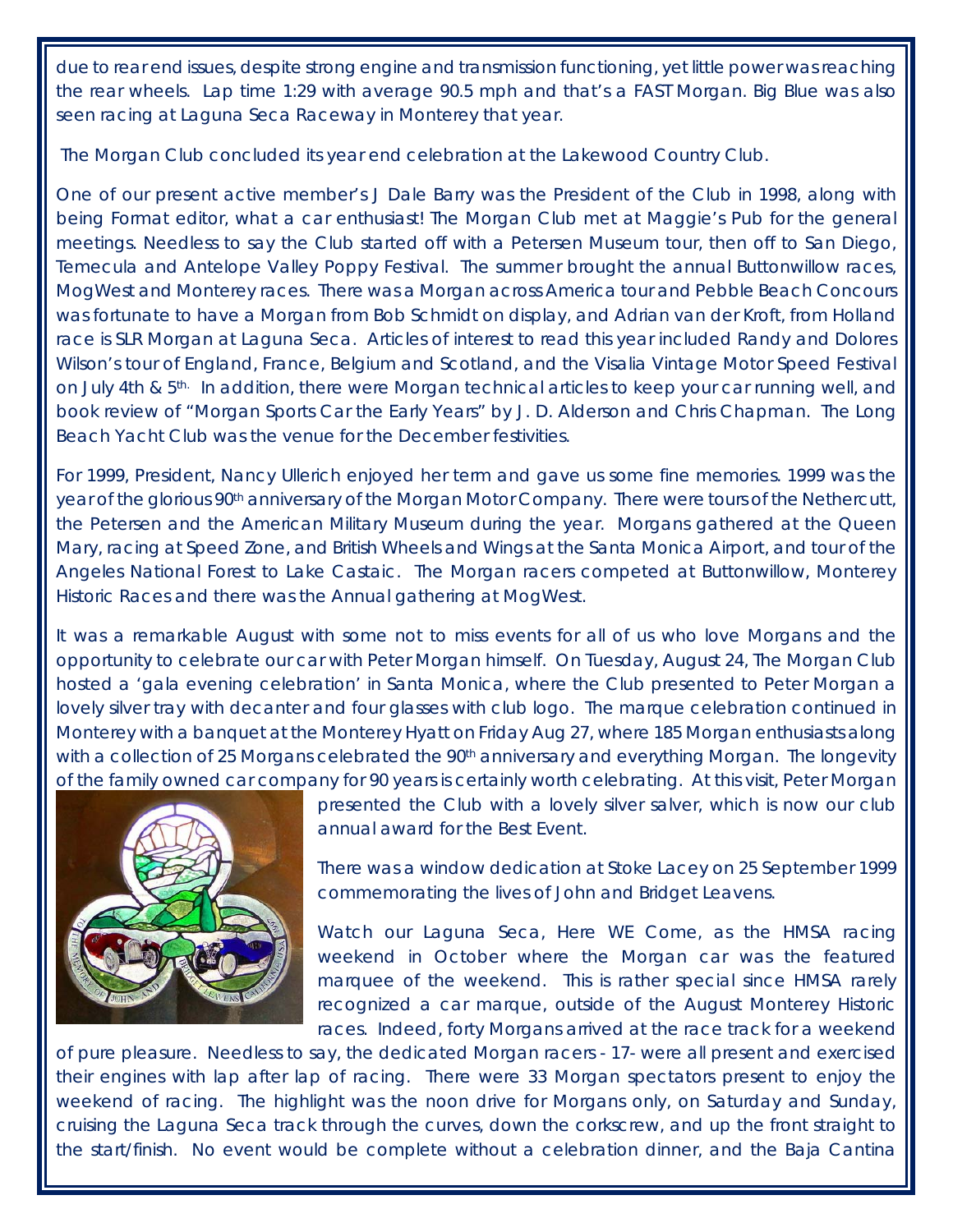due to rear end issues, despite strong engine and transmission functioning, yet little power was reaching the rear wheels. Lap time 1:29 with average 90.5 mph and that's a FAST Morgan. Big Blue was also seen racing at Laguna Seca Raceway in Monterey that year.

The Morgan Club concluded its year end celebration at the Lakewood Country Club.

One of our present active member's J Dale Barry was the President of the Club in 1998, along with being Format editor, what a car enthusiast! The Morgan Club met at Maggie's Pub for the general meetings. Needless to say the Club started off with a Petersen Museum tour, then off to San Diego, Temecula and Antelope Valley Poppy Festival. The summer brought the annual Buttonwillow races, MogWest and Monterey races. There was a Morgan across America tour and Pebble Beach Concours was fortunate to have a Morgan from Bob Schmidt on display, and Adrian van der Kroft, from Holland race is SLR Morgan at Laguna Seca. Articles of interest to read this year included Randy and Dolores Wilson's tour of England, France, Belgium and Scotland, and the Visalia Vintage Motor Speed Festival on July 4th & 5th. In addition, there were Morgan technical articles to keep your car running well, and book review of "Morgan Sports Car the Early Years" by J. D. Alderson and Chris Chapman. The Long Beach Yacht Club was the venue for the December festivities.

For 1999, President, Nancy Ullerich enjoyed her term and gave us some fine memories. 1999 was the year of the glorious 90th anniversary of the Morgan Motor Company. There were tours of the Nethercutt, the Petersen and the American Military Museum during the year. Morgans gathered at the Queen Mary, racing at Speed Zone, and British Wheels and Wings at the Santa Monica Airport, and tour of the Angeles National Forest to Lake Castaic. The Morgan racers competed at Buttonwillow, Monterey Historic Races and there was the Annual gathering at MogWest.

It was a remarkable August with some not to miss events for all of us who love Morgans and the opportunity to celebrate our car with Peter Morgan himself. On Tuesday, August 24, The Morgan Club hosted a 'gala evening celebration' in Santa Monica, where the Club presented to Peter Morgan a lovely silver tray with decanter and four glasses with club logo. The marque celebration continued in Monterey with a banquet at the Monterey Hyatt on Friday Aug 27, where 185 Morgan enthusiasts along with a collection of 25 Morgans celebrated the 90th anniversary and everything Morgan. The longevity of the family owned car company for 90 years is certainly worth celebrating. At this visit, Peter Morgan presented the Club with a lovely silver salver, which is now our club annual award for the Best Event.

There was a window dedication at Stoke Lacey on 25 September 1999 commemorating the lives of John and Bridget Leavens.

Watch our Laguna Seca, Here WE Come, as the HMSA racing weekend in October where the Morgan car was the featured marquee of the weekend. This is rather special since HMSA rarely recognized a car marque, outside of the August Monterey Historic races. Indeed, forty Morgans arrived at the race track for a weekend of pure pleasure. Needless to say, the dedicated Morgan racers - 17- were all present and exercised their engines with lap after lap of racing. There were 33 Morgan spectators present to enjoy the weekend of racing. The highlight was the noon drive for Morgans only, on Saturday and Sunday, cruising the Laguna Seca track through the curves, down the corkscrew, and up the front straight to the start/finish. No event would be complete without a celebration dinner, and the Baja Cantina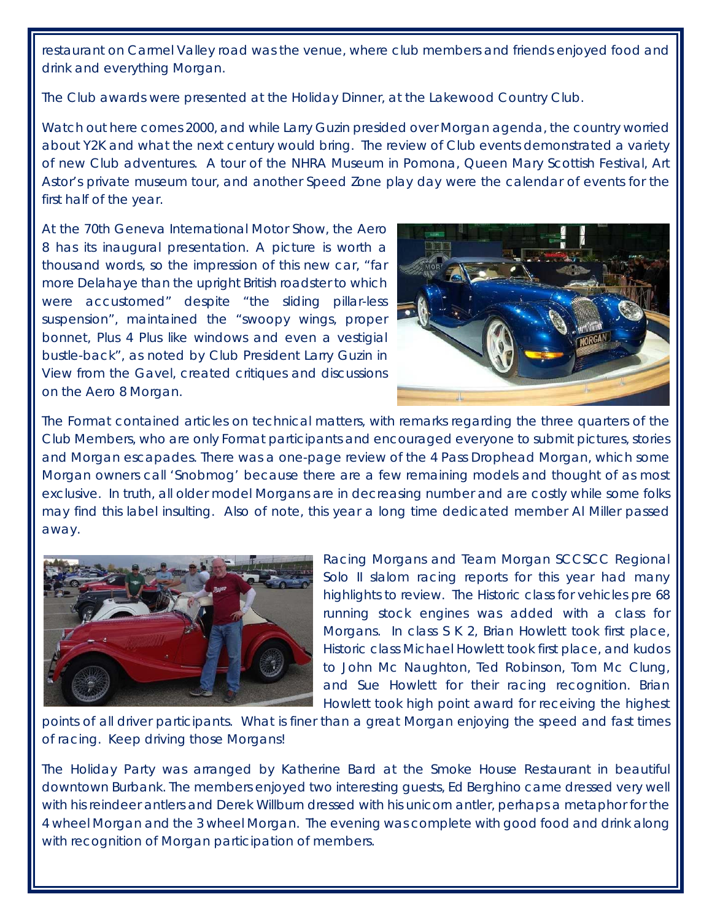restaurant on Carmel Valley road was the venue, where club members and friends enjoyed food and drink and everything Morgan.

The Club awards were presented at the Holiday Dinner, at the Lakewood Country Club.

Watch out here comes 2000, and while Larry Guzin presided over Morgan agenda, the country worried about Y2K and what the next century would bring. The review of Club events demonstrated a variety of new Club adventures. A tour of the NHRA Museum in Pomona, Queen Mary Scottish Festival, Art Astor's private museum tour, and another Speed Zone play day were the calendar of events for the first half of the year.

At the 70th Geneva International Motor Show, the Aero 8 has its inaugural presentation. A picture is worth a thousand words, so the impression of this new car, "far more Delahaye than the upright British roadster to which were accustomed" despite "the sliding pillar-less suspension", maintained the "swoopy wings, proper bonnet, Plus 4 Plus like windows and even a vestigial bustle-back", as noted by Club President Larry Guzin in View from the Gavel, created critiques and discussions on the Aero 8 Morgan.

The Format contained articles on technical matters, with remarks regarding the three quarters of the Club Members, who are only Format participants and encouraged everyone to submit pictures, stories and Morgan escapades. There was a one-page review of the 4 Pass Drophead Morgan, which some Morgan owners call 'Snobmog' because there are a few remaining models and thought of as most exclusive. In truth, all older model Morgans are in decreasing number and are costly while some folks may find this label insulting. Also of note, this year a long time dedicated member Al Miller passed away.

Racing Morgans and Team Morgan SCCSCC Regional Solo II slalom racing reports for this year had many highlights to review. The Historic class for vehicles pre 68 running stock engines was added with a class for Morgans. In class S K 2, Brian Howlett took first place, Historic class Michael Howlett took first place, and kudos to John Mc Naughton, Ted Robinson, Tom Mc Clung, and Sue Howlett for their racing recognition. Brian Howlett took high point award for receiving the highest points of all driver participants. What is finer than a great Morgan enjoying the speed and fast times of racing. Keep driving those Morgans!

The Holiday Party was arranged by Katherine Bard at the Smoke House Restaurant in beautiful downtown Burbank. The members enjoyed two interesting guests, Ed Berghino came dressed very well with his reindeer antlers and Derek Willburn dressed with his unicorn antler, perhaps a metaphor for the 4 wheel Morgan and the 3 wheel Morgan. The evening was complete with good food and drink along with recognition of Morgan participation of members.